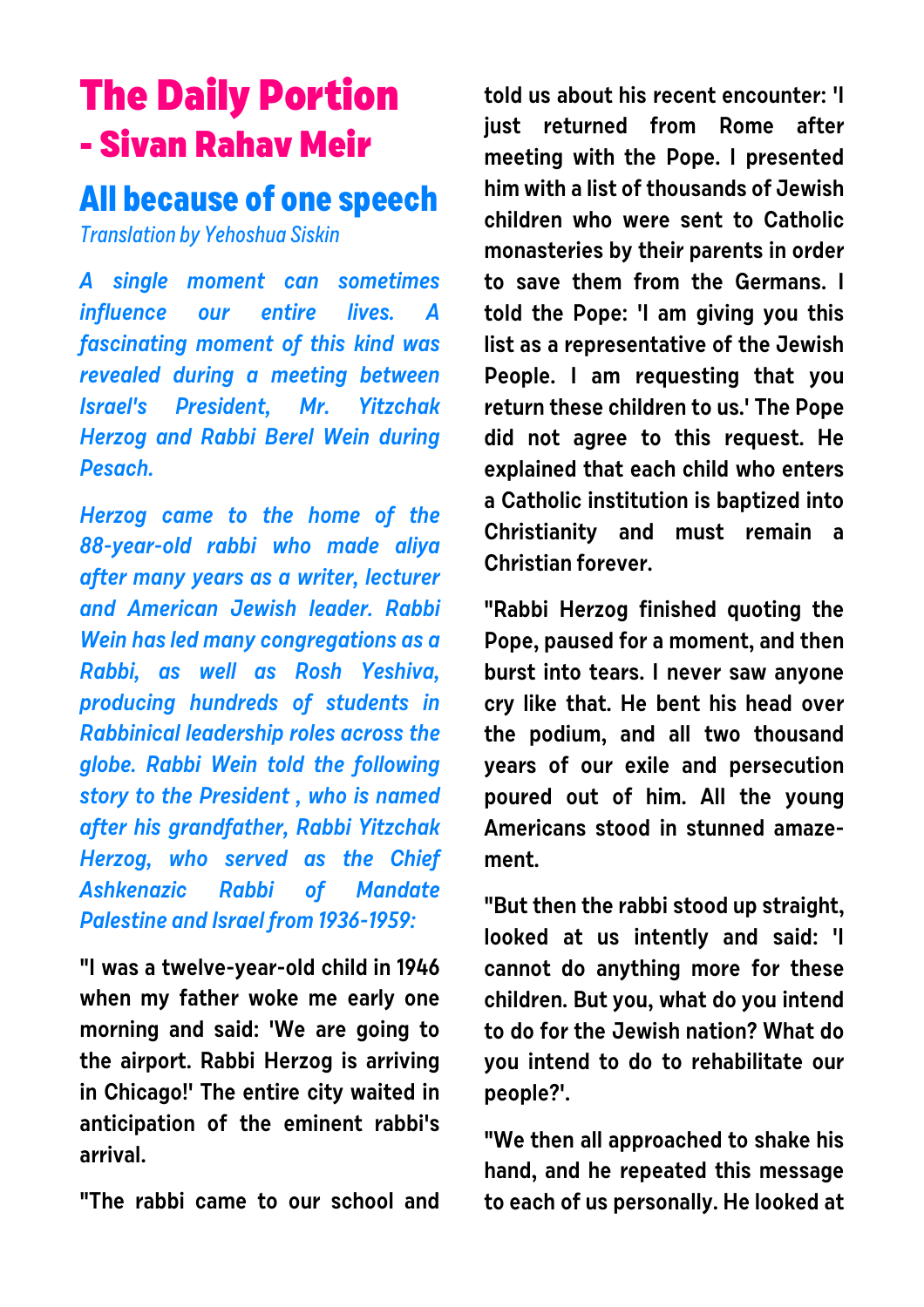# The Daily Portion - Sivan Rahav Meir

## All because of one speech

*Translation by Yehoshua Siskin*

*A single moment can sometimes influence our entire lives. A fascinating moment of this kind was revealed during a meeting between Israel's President, Mr. Yitzchak Herzog and Rabbi Berel Wein during Pesach.*

*Herzog came to the home of the 88-year-old rabbi who made aliya after many years as a writer, lecturer and American Jewish leader. Rabbi Wein has led many congregations as a Rabbi, as well as Rosh Yeshiva, producing hundreds of students in Rabbinical leadership roles across the globe. Rabbi Wein told the following story to the President , who is named after his grandfather, Rabbi Yitzchak Herzog, who served as the Chief Ashkenazic Rabbi of Mandate Palestine and Israel from 1936-1959:*

**"I was a twelve-year-old child in 1946 when my father woke me early one morning and said: 'We are going to the airport. Rabbi Herzog is arriving in Chicago!' The entire city waited in anticipation of the eminent rabbi's arrival.**

**"The rabbi came to our school and told us about his recent encounter: 'I just returned from Rome after meeting with the Pope. I presented him with a list of thousands of Jewish children who were sent to Catholic monasteries by their parents in order to save them from the Germans. I told the Pope: 'I am giving you this list as a representative of the Jewish People. I am requesting that you return these children to us.' The Pope did not agree to this request. He explained that each child who enters a Catholic institution is baptized into Christianity and must remain a Christian forever.**

**"Rabbi Herzog finished quoting the Pope, paused for a moment, and then burst into tears. I never saw anyone cry like that. He bent his head over the podium, and all two thousand years of our exile and persecution poured out of him. All the young Americans stood in stunned amazement.**

**"But then the rabbi stood up straight, looked at us intently and said: 'I cannot do anything more for these children. But you, what do you intend to do for the Jewish nation? What do you intend to do to rehabilitate our people?'.**

**"We then all approached to shake his hand, and he repeated this message to each of us personally. He looked at**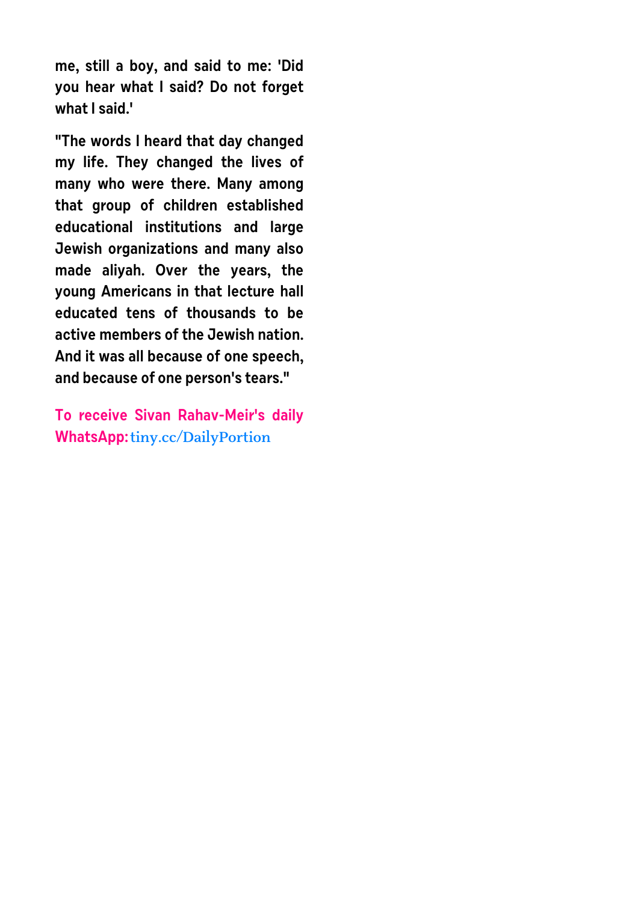**me, still a boy, and said to me: 'Did you hear what I said? Do not forget what I said.'**

**"The words I heard that day changed my life. They changed the lives of many who were there. Many among that group of children established educational institutions and large Jewish organizations and many also made aliyah. Over the years, the young Americans in that lecture hall educated tens of thousands to be active members of the Jewish nation. And it was all because of one speech, and because of one person's tears."**

**To receive Sivan Rahav-Meir's daily WhatsApp:** tiny.cc/DailyPortion